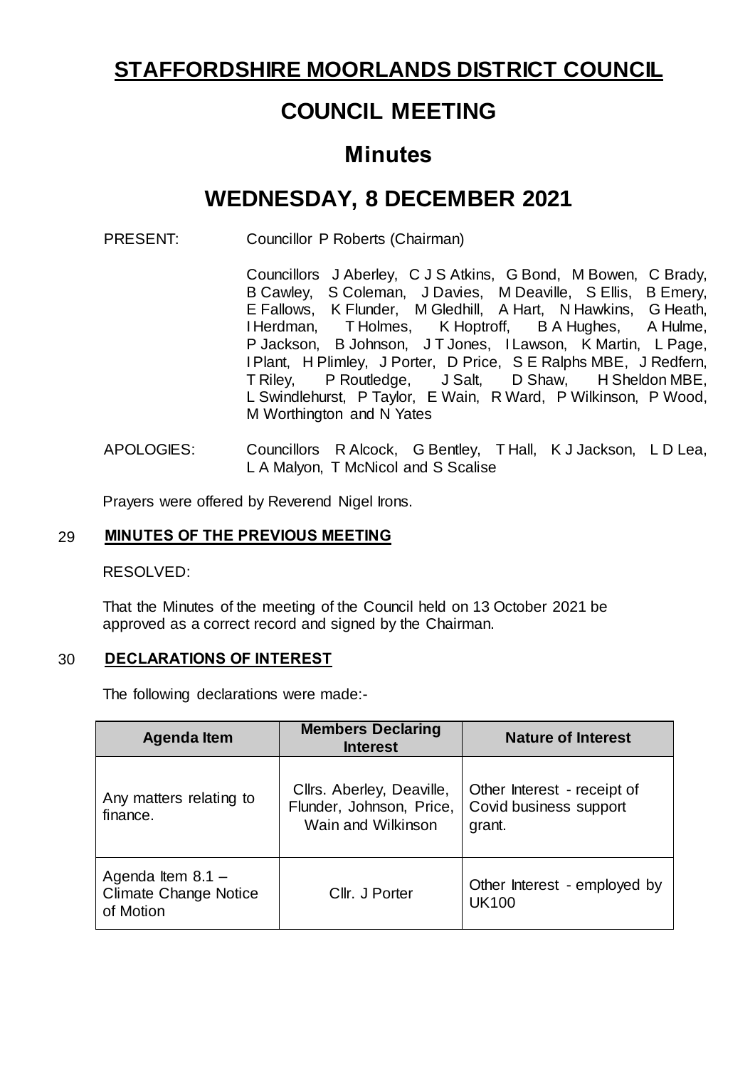# STAFFORDSHIRE MOORLANDS DISTRICT COUNCIL

# COUNCIL MEETING

## Minutes

## WEDNESDAY, 8 DECEMBER 2021

PRESENT: Councillor P Roberts (Chairman)

Councillors J Aberley, C J S Atkins, G Bond, M Bowen, C Brady, B Cawley, S Coleman, J Davies, M Deaville, S Ellis, B Emery, E Fallows, K Flunder, M Gledhill, A Hart, N Hawkins, G Heath, I Herdman, T Holmes, K Hoptroff, B A Hughes, A Hulme, P Jackson, B Johnson, J T Jones, I Lawson, K Martin, L Page, I Plant, H Plimley, J Porter, D Price, S E Ralphs MBE, J Redfern, T Riley, P Routledge, J Salt, D Shaw, H Sheldon MBE, L Swindlehurst, P Taylor, E Wain, R Ward, P Wilkinson, P Wood, M Worthington and N Yates

APOLOGIES: Councillors R Alcock, G Bentley, T Hall, K J Jackson, L D Lea, L A Malyon, T McNicol and S Scalise

Prayers were offered by Reverend Nigel Irons.

### 29 MINUTES OF THE PREVIOUS MEETING

RESOLVED:

That the Minutes of the meeting of the Council held on 13 October 2021 be approved as a correct record and signed by the Chairman.

### 30 DECLARATIONS OF INTEREST

The following declarations were made:-

| Agenda Item | Members Declaring Interest | Nature of Interest |
|---|---|---|
| Any matters relating to finance. | Cllrs. Aberley, Deaville, Flunder, Johnson, Price, Wain and Wilkinson | Other Interest - receipt of Covid business support grant. |
| Agenda Item 8.1 – Climate Change Notice of Motion | Cllr. J Porter | Other Interest - employed by UK100 |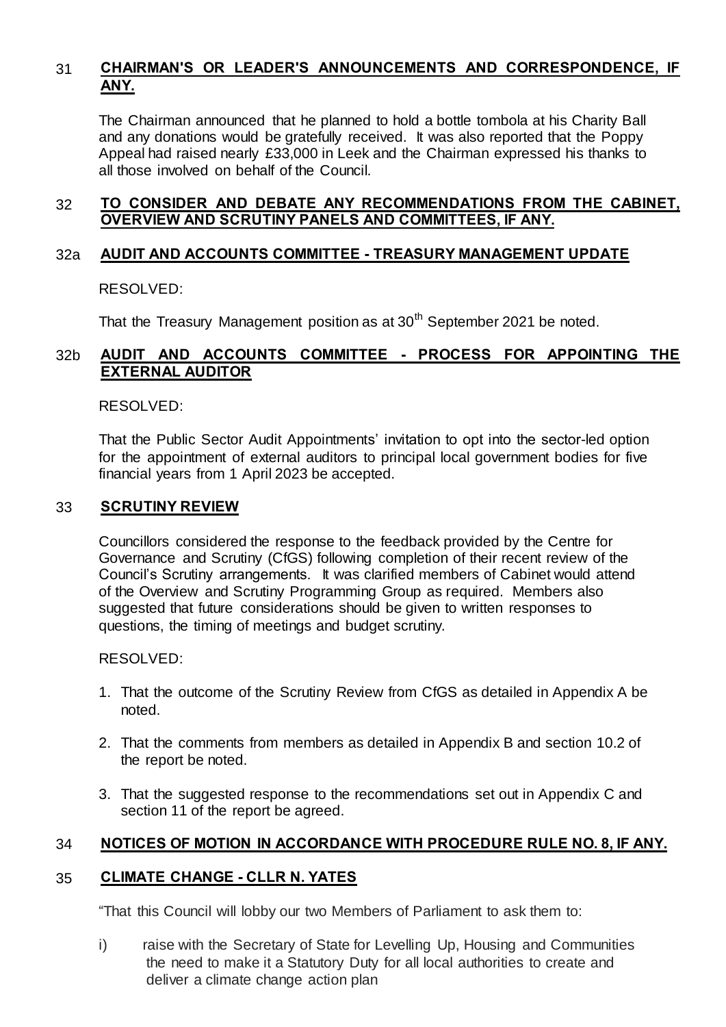## 31 CHAIRMAN'S OR LEADER'S ANNOUNCEMENTS AND CORRESPONDENCE, IF ANY.

The Chairman announced that he planned to hold a bottle tombola at his Charity Ball and any donations would be gratefully received. It was also reported that the Poppy Appeal had raised nearly £33,000 in Leek and the Chairman expressed his thanks to all those involved on behalf of the Council.

## 32 TO CONSIDER AND DEBATE ANY RECOMMENDATIONS FROM THE CABINET, OVERVIEW AND SCRUTINY PANELS AND COMMITTEES, IF ANY.

## 32a AUDIT AND ACCOUNTS COMMITTEE - TREASURY MANAGEMENT UPDATE

RESOLVED:

That the Treasury Management position as at 30th September 2021 be noted.

## 32b AUDIT AND ACCOUNTS COMMITTEE - PROCESS FOR APPOINTING THE EXTERNAL AUDITOR

RESOLVED:

That the Public Sector Audit Appointments' invitation to opt into the sector-led option for the appointment of external auditors to principal local government bodies for five financial years from 1 April 2023 be accepted.

## 33 SCRUTINY REVIEW

Councillors considered the response to the feedback provided by the Centre for Governance and Scrutiny (CfGS) following completion of their recent review of the Council's Scrutiny arrangements. It was clarified members of Cabinet would attend of the Overview and Scrutiny Programming Group as required. Members also suggested that future considerations should be given to written responses to questions, the timing of meetings and budget scrutiny.

RESOLVED:

1. That the outcome of the Scrutiny Review from CfGS as detailed in Appendix A be noted.
2. That the comments from members as detailed in Appendix B and section 10.2 of the report be noted.
3. That the suggested response to the recommendations set out in Appendix C and section 11 of the report be agreed.

## 34 NOTICES OF MOTION IN ACCORDANCE WITH PROCEDURE RULE NO. 8, IF ANY.

## 35 CLIMATE CHANGE - CLLR N. YATES

"That this Council will lobby our two Members of Parliament to ask them to:

i) raise with the Secretary of State for Levelling Up, Housing and Communities the need to make it a Statutory Duty for all local authorities to create and deliver a climate change action plan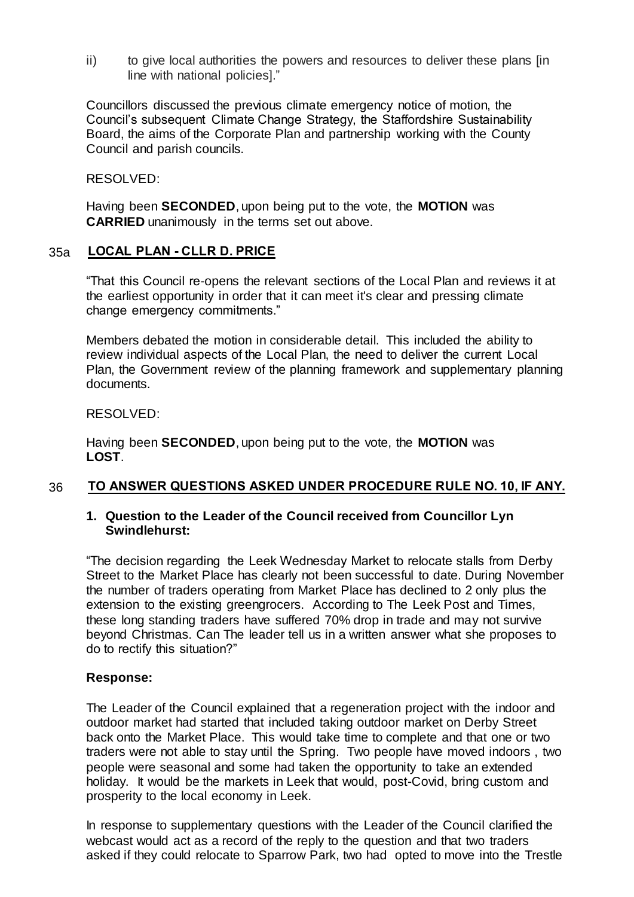ii) to give local authorities the powers and resources to deliver these plans [in line with national policies]."

Councillors discussed the previous climate emergency notice of motion, the Council's subsequent Climate Change Strategy, the Staffordshire Sustainability Board, the aims of the Corporate Plan and partnership working with the County Council and parish councils.

RESOLVED:

Having been **SECONDED**, upon being put to the vote, the **MOTION** was **CARRIED** unanimously in the terms set out above.

## 35a LOCAL PLAN - CLLR D. PRICE

"That this Council re-opens the relevant sections of the Local Plan and reviews it at the earliest opportunity in order that it can meet it's clear and pressing climate change emergency commitments."

Members debated the motion in considerable detail. This included the ability to review individual aspects of the Local Plan, the need to deliver the current Local Plan, the Government review of the planning framework and supplementary planning documents.

RESOLVED:

Having been **SECONDED**, upon being put to the vote, the **MOTION** was **LOST**.

## 36 TO ANSWER QUESTIONS ASKED UNDER PROCEDURE RULE NO. 10, IF ANY.

**1. Question to the Leader of the Council received from Councillor Lyn Swindlehurst:**

"The decision regarding the Leek Wednesday Market to relocate stalls from Derby Street to the Market Place has clearly not been successful to date. During November the number of traders operating from Market Place has declined to 2 only plus the extension to the existing greengrocers. According to The Leek Post and Times, these long standing traders have suffered 70% drop in trade and may not survive beyond Christmas. Can The leader tell us in a written answer what she proposes to do to rectify this situation?"

**Response:**

The Leader of the Council explained that a regeneration project with the indoor and outdoor market had started that included taking outdoor market on Derby Street back onto the Market Place. This would take time to complete and that one or two traders were not able to stay until the Spring. Two people have moved indoors , two people were seasonal and some had taken the opportunity to take an extended holiday. It would be the markets in Leek that would, post-Covid, bring custom and prosperity to the local economy in Leek.

In response to supplementary questions with the Leader of the Council clarified the webcast would act as a record of the reply to the question and that two traders asked if they could relocate to Sparrow Park, two had opted to move into the Trestle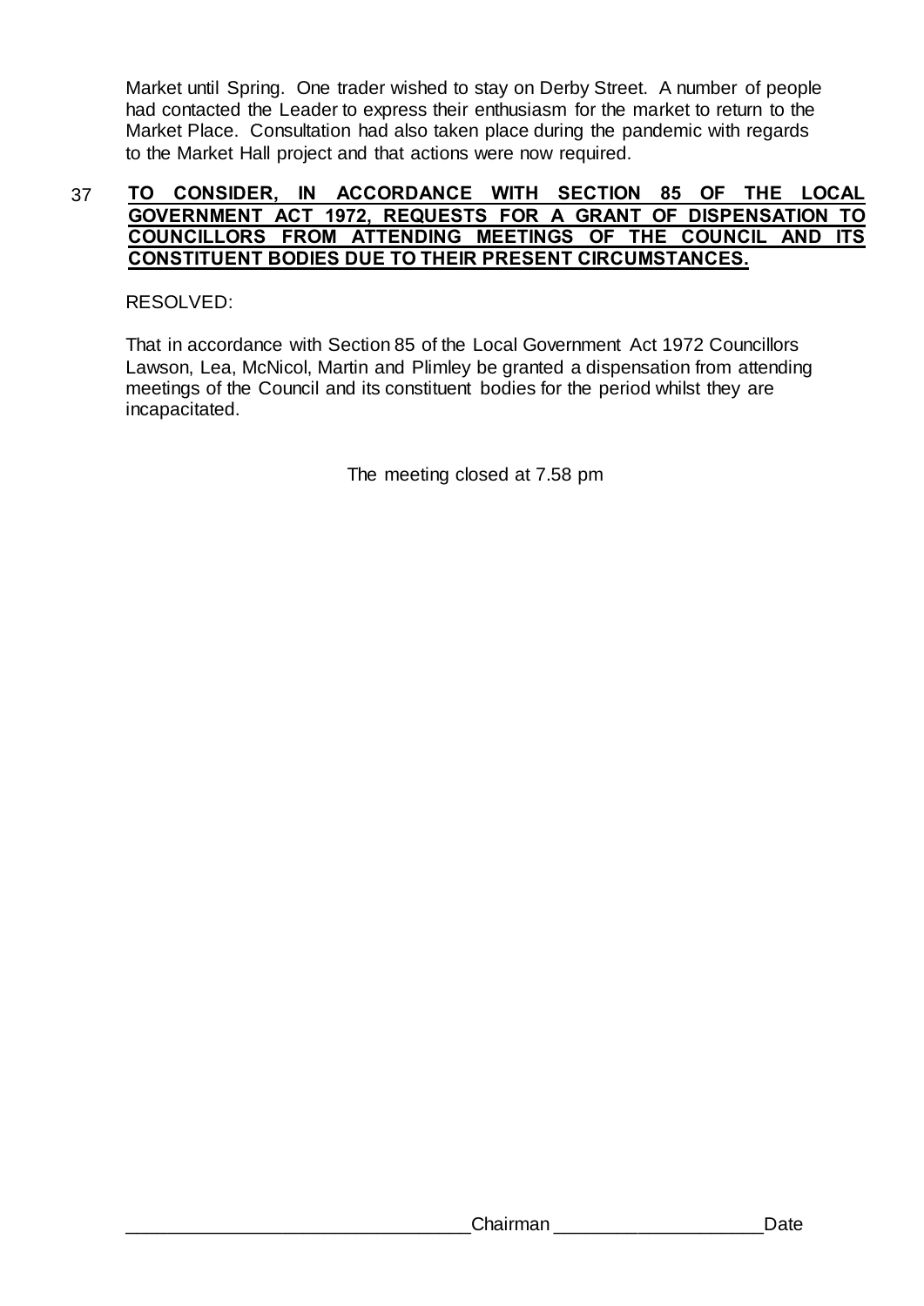Market until Spring. One trader wished to stay on Derby Street. A number of people had contacted the Leader to express their enthusiasm for the market to return to the Market Place. Consultation had also taken place during the pandemic with regards to the Market Hall project and that actions were now required.

37 **TO CONSIDER, IN ACCORDANCE WITH SECTION 85 OF THE LOCAL GOVERNMENT ACT 1972, REQUESTS FOR A GRANT OF DISPENSATION TO COUNCILLORS FROM ATTENDING MEETINGS OF THE COUNCIL AND ITS CONSTITUENT BODIES DUE TO THEIR PRESENT CIRCUMSTANCES.**

RESOLVED:

That in accordance with Section 85 of the Local Government Act 1972 Councillors Lawson, Lea, McNicol, Martin and Plimley be granted a dispensation from attending meetings of the Council and its constituent bodies for the period whilst they are incapacitated.

The meeting closed at 7.58 pm

\_\_\_\_\_\_\_\_\_\_\_\_\_\_\_\_\_\_\_\_\_\_\_\_\_\_\_\_\_\_\_\_\_\_Chairman \_\_\_\_\_\_\_\_\_\_\_\_\_\_\_\_\_\_\_\_Date